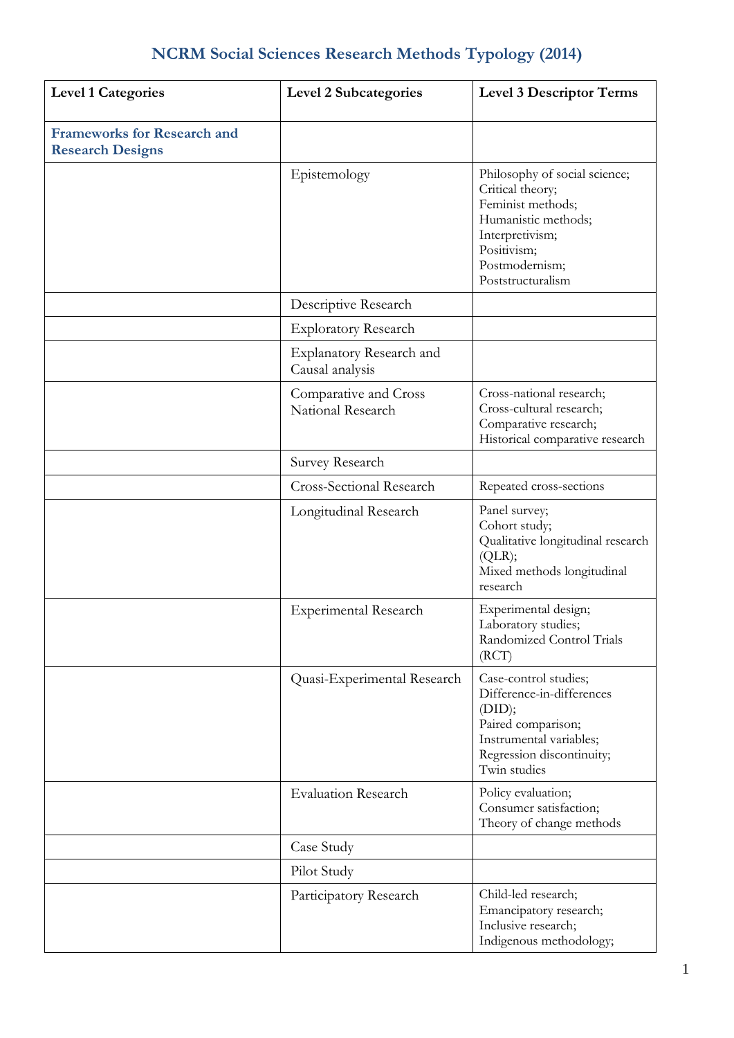# NCRM Social Sciences Research Methods Typology (2014)

| Level 1 Categories | Level 2 Subcategories | Level 3 Descriptor Terms |
|---|---|---|
| **Frameworks for Research and Research Designs** | | |
| | Epistemology | Philosophy of social science; Critical theory; Feminist methods; Humanistic methods; Interpretivism; Positivism; Postmodernism; Poststructuralism |
| | Descriptive Research | |
| | Exploratory Research | |
| | Explanatory Research and Causal analysis | |
| | Comparative and Cross National Research | Cross-national research; Cross-cultural research; Comparative research; Historical comparative research |
| | Survey Research | |
| | Cross-Sectional Research | Repeated cross-sections |
| | Longitudinal Research | Panel survey; Cohort study; Qualitative longitudinal research (QLR); Mixed methods longitudinal research |
| | Experimental Research | Experimental design; Laboratory studies; Randomized Control Trials (RCT) |
| | Quasi-Experimental Research | Case-control studies; Difference-in-differences (DID); Paired comparison; Instrumental variables; Regression discontinuity; Twin studies |
| | Evaluation Research | Policy evaluation; Consumer satisfaction; Theory of change methods |
| | Case Study | |
| | Pilot Study | |
| | Participatory Research | Child-led research; Emancipatory research; Inclusive research; Indigenous methodology; |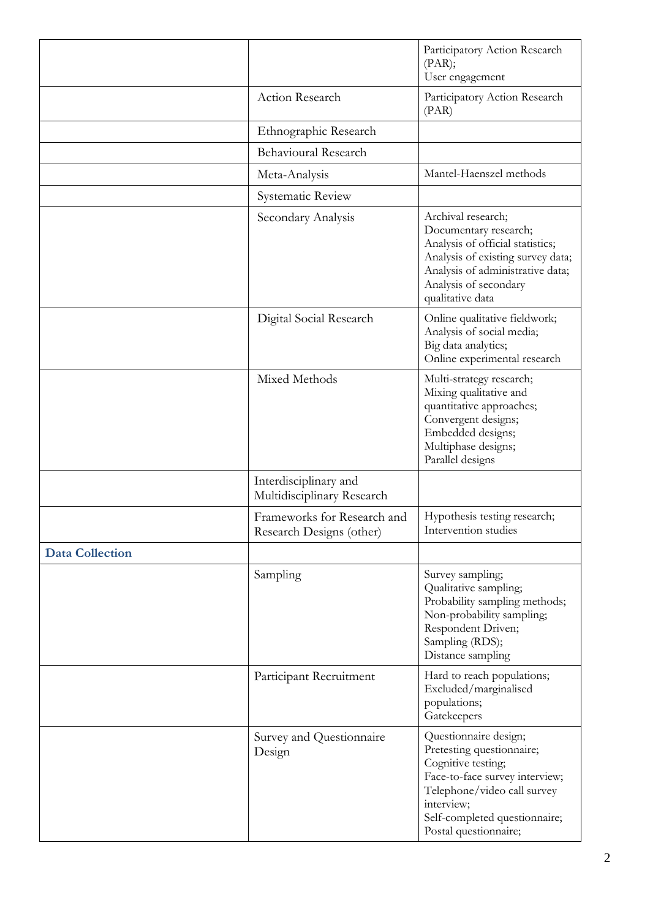| | | |
|---|---|---|
| | | Participatory Action Research (PAR);<br>User engagement |
| | Action Research | Participatory Action Research (PAR) |
| | Ethnographic Research | |
| | Behavioural Research | |
| | Meta-Analysis | Mantel-Haenszel methods |
| | Systematic Review | |
| | Secondary Analysis | Archival research;<br>Documentary research;<br>Analysis of official statistics;<br>Analysis of existing survey data;<br>Analysis of administrative data;<br>Analysis of secondary qualitative data |
| | Digital Social Research | Online qualitative fieldwork;<br>Analysis of social media;<br>Big data analytics;<br>Online experimental research |
| | Mixed Methods | Multi-strategy research;<br>Mixing qualitative and quantitative approaches;<br>Convergent designs;<br>Embedded designs;<br>Multiphase designs;<br>Parallel designs |
| | Interdisciplinary and Multidisciplinary Research | |
| | Frameworks for Research and Research Designs (other) | Hypothesis testing research;<br>Intervention studies |
| **Data Collection** | | |
| | Sampling | Survey sampling;<br>Qualitative sampling;<br>Probability sampling methods;<br>Non-probability sampling;<br>Respondent Driven;<br>Sampling (RDS);<br>Distance sampling |
| | Participant Recruitment | Hard to reach populations;<br>Excluded/marginalised populations;<br>Gatekeepers |
| | Survey and Questionnaire Design | Questionnaire design;<br>Pretesting questionnaire;<br>Cognitive testing;<br>Face-to-face survey interview;<br>Telephone/video call survey interview;<br>Self-completed questionnaire;<br>Postal questionnaire; |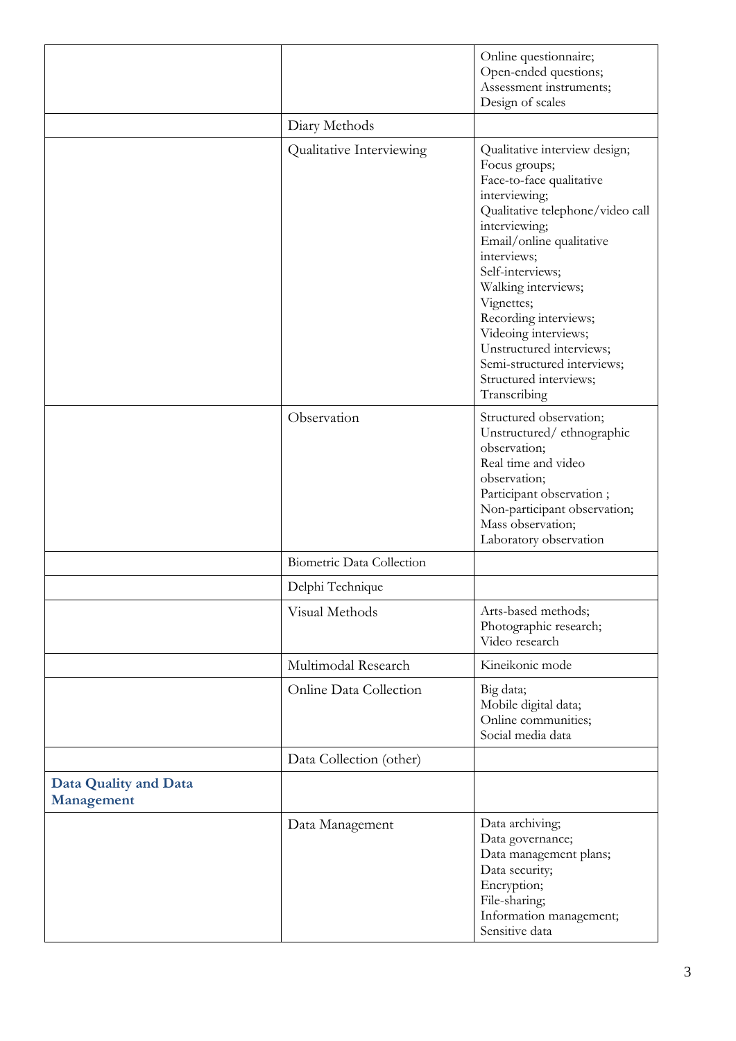| | | |
|---|---|---|
| | | Online questionnaire;<br>Open-ended questions;<br>Assessment instruments;<br>Design of scales |
| | Diary Methods | |
| | Qualitative Interviewing | Qualitative interview design;<br>Focus groups;<br>Face-to-face qualitative interviewing;<br>Qualitative telephone/video call interviewing;<br>Email/online qualitative interviews;<br>Self-interviews;<br>Walking interviews;<br>Vignettes;<br>Recording interviews;<br>Videoing interviews;<br>Unstructured interviews;<br>Semi-structured interviews;<br>Structured interviews;<br>Transcribing |
| | Observation | Structured observation;<br>Unstructured/ ethnographic observation;<br>Real time and video observation;<br>Participant observation ;<br>Non-participant observation;<br>Mass observation;<br>Laboratory observation |
| | Biometric Data Collection | |
| | Delphi Technique | |
| | Visual Methods | Arts-based methods;<br>Photographic research;<br>Video research |
| | Multimodal Research | Kineikonic mode |
| | Online Data Collection | Big data;<br>Mobile digital data;<br>Online communities;<br>Social media data |
| | Data Collection (other) | |
| **Data Quality and Data Management** | | |
| | Data Management | Data archiving;<br>Data governance;<br>Data management plans;<br>Data security;<br>Encryption;<br>File-sharing;<br>Information management;<br>Sensitive data |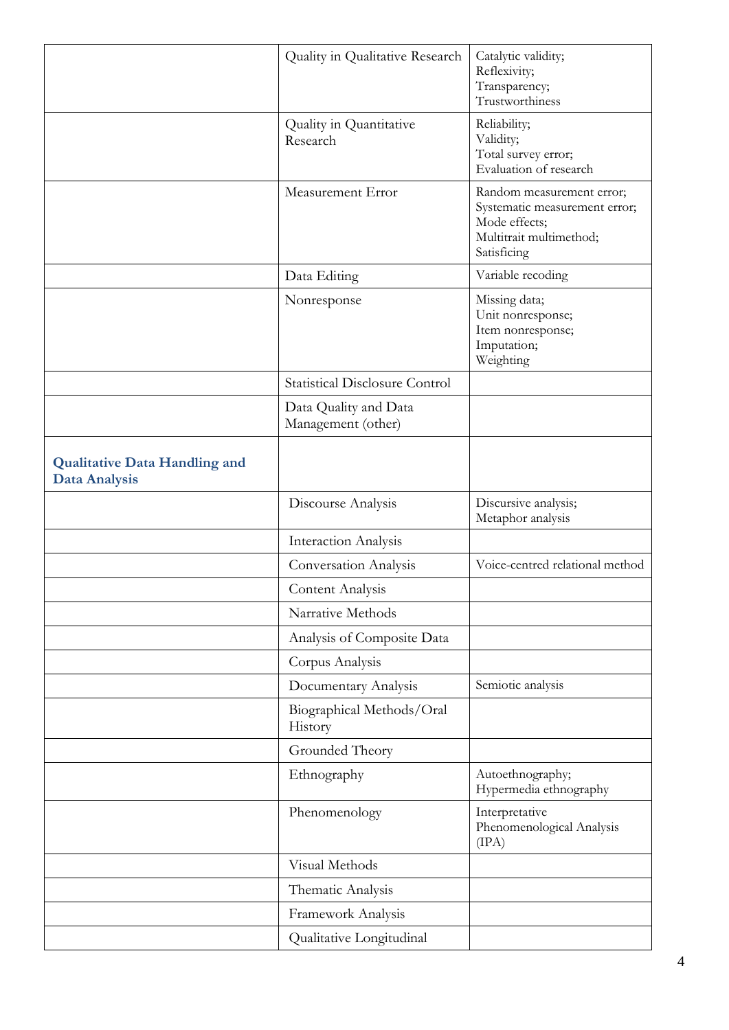| | | |
|---|---|---|
| | Quality in Qualitative Research | Catalytic validity;<br>Reflexivity;<br>Transparency;<br>Trustworthiness |
| | Quality in Quantitative Research | Reliability;<br>Validity;<br>Total survey error;<br>Evaluation of research |
| | Measurement Error | Random measurement error;<br>Systematic measurement error;<br>Mode effects;<br>Multitrait multimethod;<br>Satisficing |
| | Data Editing | Variable recoding |
| | Nonresponse | Missing data;<br>Unit nonresponse;<br>Item nonresponse;<br>Imputation;<br>Weighting |
| | Statistical Disclosure Control | |
| | Data Quality and Data Management (other) | |
| **Qualitative Data Handling and Data Analysis** | | |
| | Discourse Analysis | Discursive analysis;<br>Metaphor analysis |
| | Interaction Analysis | |
| | Conversation Analysis | Voice-centred relational method |
| | Content Analysis | |
| | Narrative Methods | |
| | Analysis of Composite Data | |
| | Corpus Analysis | |
| | Documentary Analysis | Semiotic analysis |
| | Biographical Methods/Oral History | |
| | Grounded Theory | |
| | Ethnography | Autoethnography;<br>Hypermedia ethnography |
| | Phenomenology | Interpretative Phenomenological Analysis (IPA) |
| | Visual Methods | |
| | Thematic Analysis | |
| | Framework Analysis | |
| | Qualitative Longitudinal | |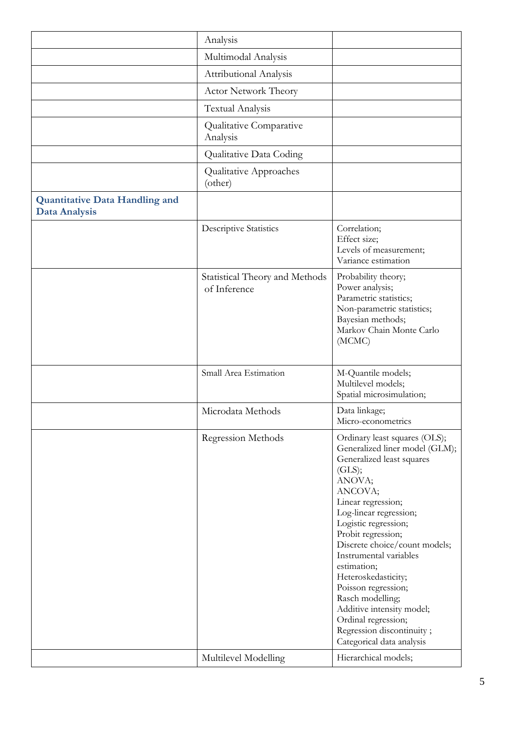| | | |
|---|---|---|
| | Analysis | |
| | Multimodal Analysis | |
| | Attributional Analysis | |
| | Actor Network Theory | |
| | Textual Analysis | |
| | Qualitative Comparative Analysis | |
| | Qualitative Data Coding | |
| | Qualitative Approaches (other) | |
| **Quantitative Data Handling and Data Analysis** | | |
| | Descriptive Statistics | Correlation;<br>Effect size;<br>Levels of measurement;<br>Variance estimation |
| | Statistical Theory and Methods of Inference | Probability theory;<br>Power analysis;<br>Parametric statistics;<br>Non-parametric statistics;<br>Bayesian methods;<br>Markov Chain Monte Carlo (MCMC) |
| | Small Area Estimation | M-Quantile models;<br>Multilevel models;<br>Spatial microsimulation; |
| | Microdata Methods | Data linkage;<br>Micro-econometrics |
| | Regression Methods | Ordinary least squares (OLS);<br>Generalized liner model (GLM);<br>Generalized least squares (GLS);<br>ANOVA;<br>ANCOVA;<br>Linear regression;<br>Log-linear regression;<br>Logistic regression;<br>Probit regression;<br>Discrete choice/count models;<br>Instrumental variables estimation;<br>Heteroskedasticity;<br>Poisson regression;<br>Rasch modelling;<br>Additive intensity model;<br>Ordinal regression;<br>Regression discontinuity ;<br>Categorical data analysis |
| | Multilevel Modelling | Hierarchical models; |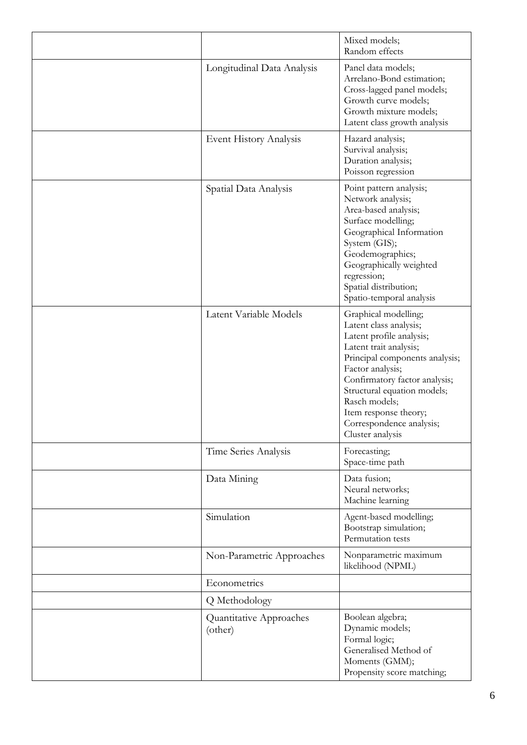| | | |
|---|---|---|
| | | Mixed models;<br>Random effects |
| | Longitudinal Data Analysis | Panel data models;<br>Arrelano-Bond estimation;<br>Cross-lagged panel models;<br>Growth curve models;<br>Growth mixture models;<br>Latent class growth analysis |
| | Event History Analysis | Hazard analysis;<br>Survival analysis;<br>Duration analysis;<br>Poisson regression |
| | Spatial Data Analysis | Point pattern analysis;<br>Network analysis;<br>Area-based analysis;<br>Surface modelling;<br>Geographical Information System (GIS);<br>Geodemographics;<br>Geographically weighted regression;<br>Spatial distribution;<br>Spatio-temporal analysis |
| | Latent Variable Models | Graphical modelling;<br>Latent class analysis;<br>Latent profile analysis;<br>Latent trait analysis;<br>Principal components analysis;<br>Factor analysis;<br>Confirmatory factor analysis;<br>Structural equation models;<br>Rasch models;<br>Item response theory;<br>Correspondence analysis;<br>Cluster analysis |
| | Time Series Analysis | Forecasting;<br>Space-time path |
| | Data Mining | Data fusion;<br>Neural networks;<br>Machine learning |
| | Simulation | Agent-based modelling;<br>Bootstrap simulation;<br>Permutation tests |
| | Non-Parametric Approaches | Nonparametric maximum likelihood (NPML) |
| | Econometrics | |
| | Q Methodology | |
| | Quantitative Approaches (other) | Boolean algebra;<br>Dynamic models;<br>Formal logic;<br>Generalised Method of Moments (GMM);<br>Propensity score matching; |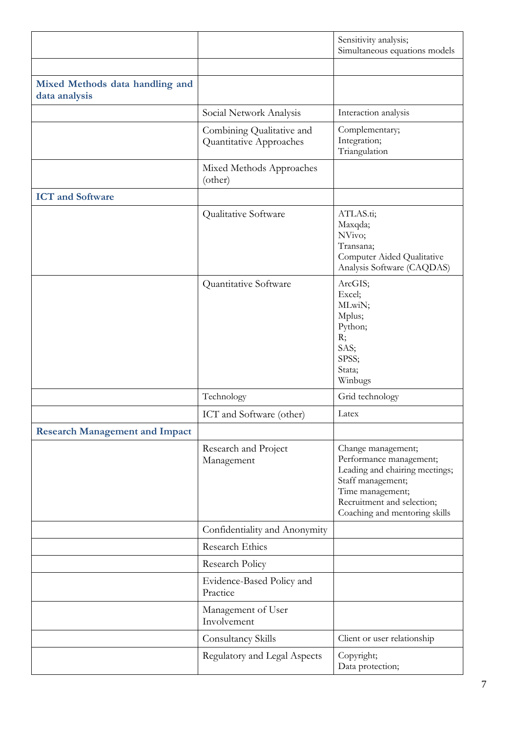| | | |
|---|---|---|
| | | Sensitivity analysis;<br>Simultaneous equations models |
| | | |
| **Mixed Methods data handling and data analysis** | | |
| | Social Network Analysis | Interaction analysis |
| | Combining Qualitative and Quantitative Approaches | Complementary;<br>Integration;<br>Triangulation |
| | Mixed Methods Approaches (other) | |
| **ICT and Software** | | |
| | Qualitative Software | ATLAS.ti;<br>Maxqda;<br>NVivo;<br>Transana;<br>Computer Aided Qualitative Analysis Software (CAQDAS) |
| | Quantitative Software | ArcGIS;<br>Excel;<br>MLwiN;<br>Mplus;<br>Python;<br>R;<br>SAS;<br>SPSS;<br>Stata;<br>Winbugs |
| | Technology | Grid technology |
| | ICT and Software (other) | Latex |
| **Research Management and Impact** | | |
| | Research and Project Management | Change management;<br>Performance management;<br>Leading and chairing meetings;<br>Staff management;<br>Time management;<br>Recruitment and selection;<br>Coaching and mentoring skills |
| | Confidentiality and Anonymity | |
| | Research Ethics | |
| | Research Policy | |
| | Evidence-Based Policy and Practice | |
| | Management of User Involvement | |
| | Consultancy Skills | Client or user relationship |
| | Regulatory and Legal Aspects | Copyright;<br>Data protection; |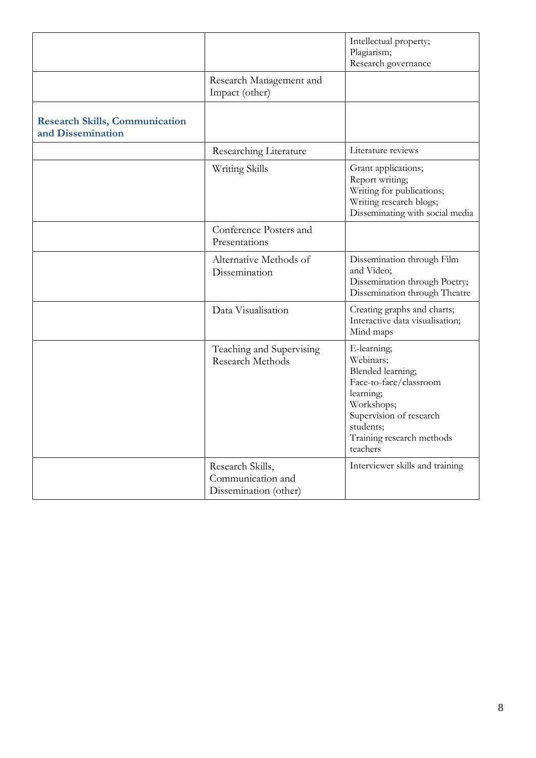| | | |
|---|---|---|
| | | Intellectual property; Plagiarism; Research governance |
| | Research Management and Impact (other) | |
| **Research Skills, Communication and Dissemination** | | |
| | Researching Literature | Literature reviews |
| | Writing Skills | Grant applications; Report writing; Writing for publications; Writing research blogs; Disseminating with social media |
| | Conference Posters and Presentations | |
| | Alternative Methods of Dissemination | Dissemination through Film and Video; Dissemination through Poetry; Dissemination through Theatre |
| | Data Visualisation | Creating graphs and charts; Interactive data visualisation; Mind maps |
| | Teaching and Supervising Research Methods | E-learning; Webinars; Blended learning; Face-to-face/classroom learning; Workshops; Supervision of research students; Training research methods teachers |
| | Research Skills, Communication and Dissemination (other) | Interviewer skills and training |